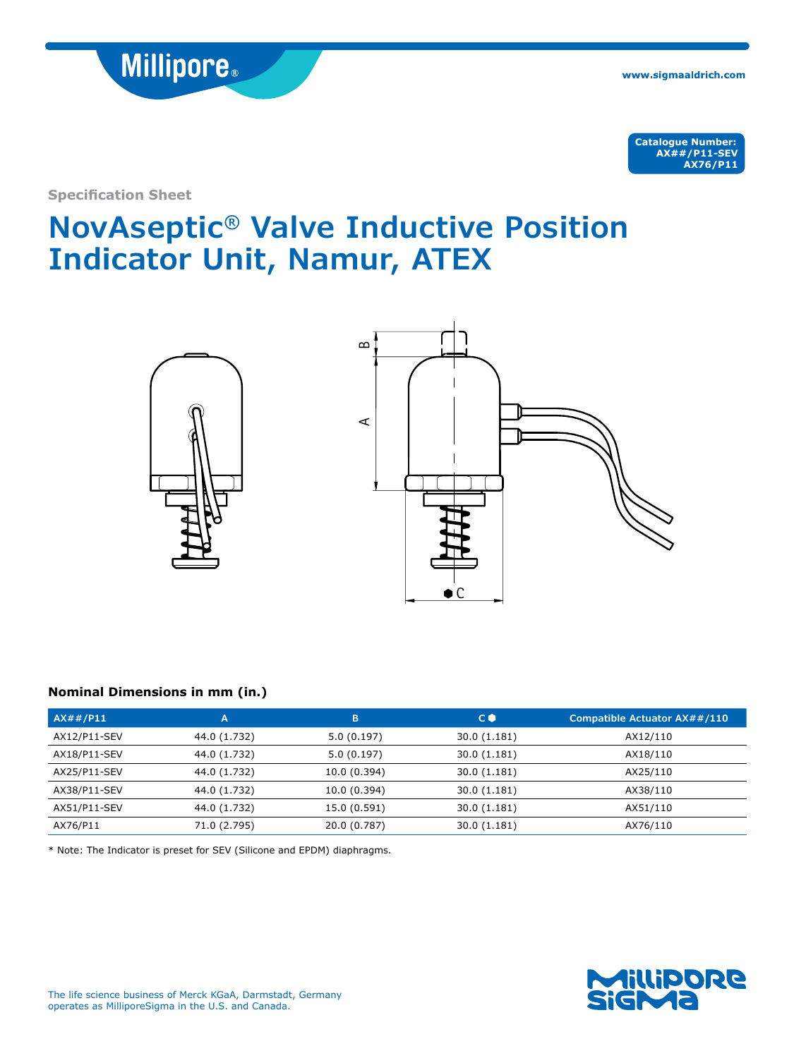Catalogue Number:
AX##/P11-SEV
AX76/P11

Specification Sheet

# NovAseptic® Valve Inductive Position Indicator Unit, Namur, ATEX

### Nominal Dimensions in mm (in.)

| AX##/P11 | A | B | C ⬢ | Compatible Actuator AX##/110 |
|---|---|---|---|---|
| AX12/P11-SEV | 44.0 (1.732) | 5.0 (0.197) | 30.0 (1.181) | AX12/110 |
| AX18/P11-SEV | 44.0 (1.732) | 5.0 (0.197) | 30.0 (1.181) | AX18/110 |
| AX25/P11-SEV | 44.0 (1.732) | 10.0 (0.394) | 30.0 (1.181) | AX25/110 |
| AX38/P11-SEV | 44.0 (1.732) | 10.0 (0.394) | 30.0 (1.181) | AX38/110 |
| AX51/P11-SEV | 44.0 (1.732) | 15.0 (0.591) | 30.0 (1.181) | AX51/110 |
| AX76/P11 | 71.0 (2.795) | 20.0 (0.787) | 30.0 (1.181) | AX76/110 |

* Note: The Indicator is preset for SEV (Silicone and EPDM) diaphragms.

The life science business of Merck KGaA, Darmstadt, Germany operates as MilliporeSigma in the U.S. and Canada.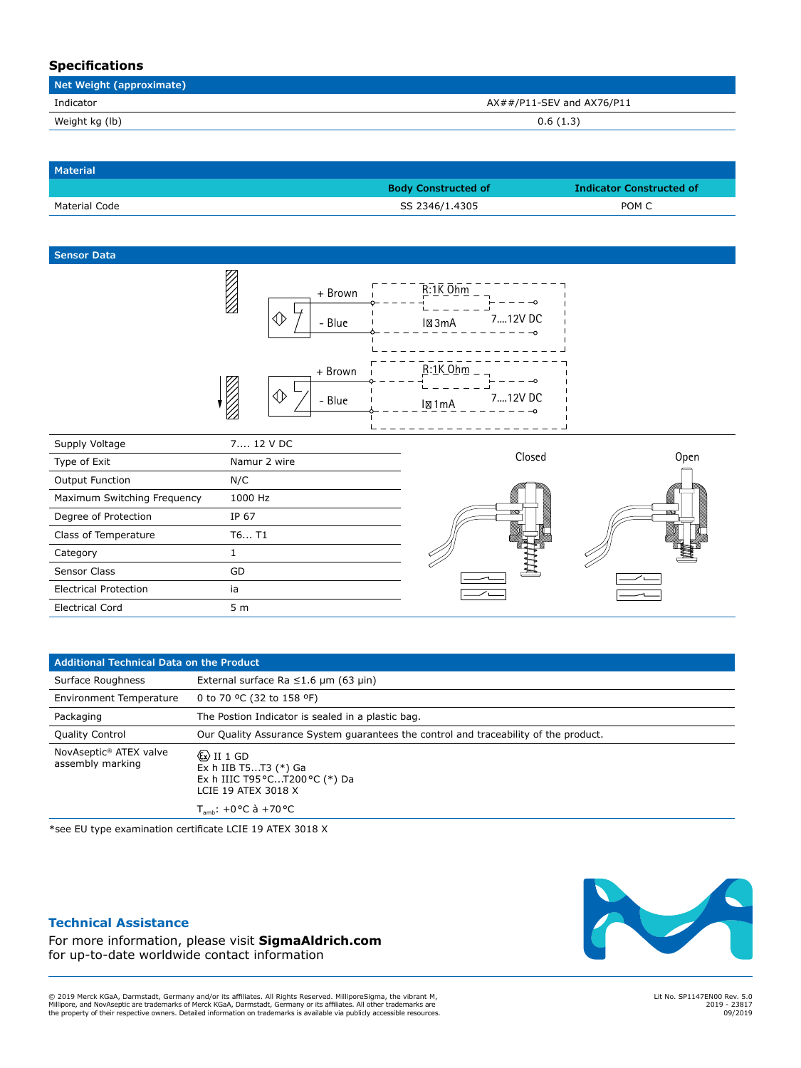## Specifications

| Net Weight (approximate) | |
|---|---|
| Indicator | AX##/P11-SEV and AX76/P11 |
| Weight kg (lb) | 0.6 (1.3) |

| Material | | |
|---|---|---|
| | Body Constructed of | Indicator Constructed of |
| Material Code | SS 2346/1.4305 | POM C |

### Sensor Data

+ Brown
- Blue
R:1K Ohm
I⊠3mA
7....12V DC

+ Brown
- Blue
R:1K Ohm
I⊠1mA
7....12V DC

| | |
|---|---|
| Supply Voltage | 7.... 12 V DC |
| Type of Exit | Namur 2 wire |
| Output Function | N/C |
| Maximum Switching Frequency | 1000 Hz |
| Degree of Protection | IP 67 |
| Class of Temperature | T6... T1 |
| Category | 1 |
| Sensor Class | GD |
| Electrical Protection | ia |
| Electrical Cord | 5 m |

Closed

Open

| Additional Technical Data on the Product | |
|---|---|
| Surface Roughness | External surface Ra ≤1.6 μm (63 μin) |
| Environment Temperature | 0 to 70 ºC (32 to 158 ºF) |
| Packaging | The Postion Indicator is sealed in a plastic bag. |
| Quality Control | Our Quality Assurance System guarantees the control and traceability of the product. |
| NovAseptic® ATEX valve assembly marking | Ⓔx II 1 GD<br>Ex h IIB T5...T3 (*) Ga<br>Ex h IIIC T95 °C...T200 °C (*) Da<br>LCIE 19 ATEX 3018 X<br><br>$T_{amb}$: +0 °C à +70 °C |

*see EU type examination certificate LCIE 19 ATEX 3018 X

### Technical Assistance

For more information, please visit **SigmaAldrich.com**
for up-to-date worldwide contact information

© 2019 Merck KGaA, Darmstadt, Germany and/or its affiliates. All Rights Reserved. MilliporeSigma, the vibrant M, Millipore, and NovAseptic are trademarks of Merck KGaA, Darmstadt, Germany or its affiliates. All other trademarks are the property of their respective owners. Detailed information on trademarks is available via publicly accessible resources.

Lit No. SP1147EN00 Rev. 5.0
2019 - 23817
09/2019